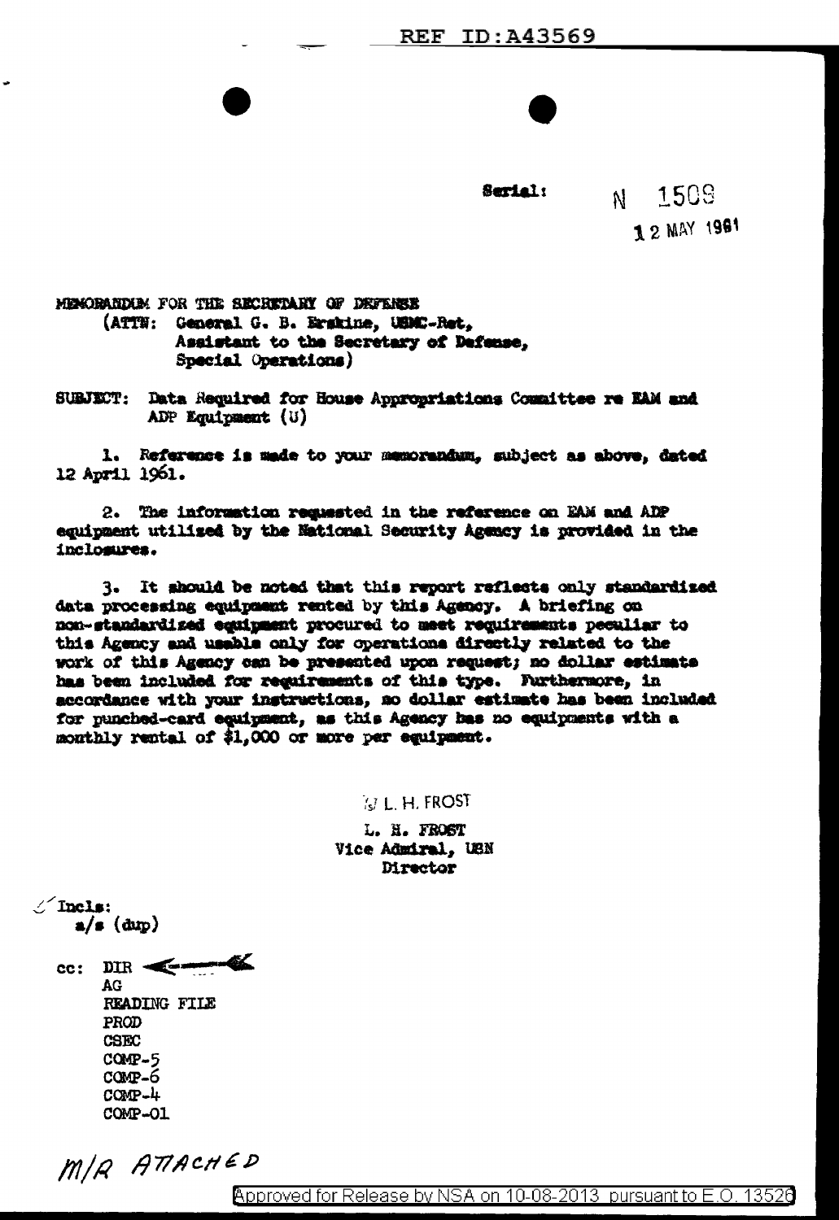REF ID:A43569

Serial: N 1509

12 MAY 1961

MEMORANDUM FOR THE SECRETARY OF DEFENSE
(ATTN: General G. B. Erskine, USMC-Ret,
Assistant to the Secretary of Defense,
Special Operations)

SUBJECT: Data Required for House Appropriations Committee re EAM and ADP Equipment (U)

1. Reference is made to your memorandum, subject as above, dated 12 April 1961.

2. The information requested in the reference on EAM and ADP equipment utilized by the National Security Agency is provided in the inclosures.

3. It should be noted that this report reflects only standardized data processing equipment rented by this Agency. A briefing on non-standardized equipment procured to meet requirements peculiar to this Agency and usable only for operations directly related to the work of this Agency can be presented upon request; no dollar estimate has been included for requirements of this type. Furthermore, in accordance with your instructions, no dollar estimate has been included for punched-card equipment, as this Agency has no equipments with a monthly rental of $1,000 or more per equipment.

/s/ L. H. FROST

L. H. FROST
Vice Admiral, USN
Director

Incls:
a/s (dup)

cc: DIR
AG
READING FILE
PROD
CSEC
COMP-5
COMP-6
COMP-4
COMP-01

M/R ATTACHED

Approved for Release by NSA on 10-08-2013 pursuant to E.O. 13526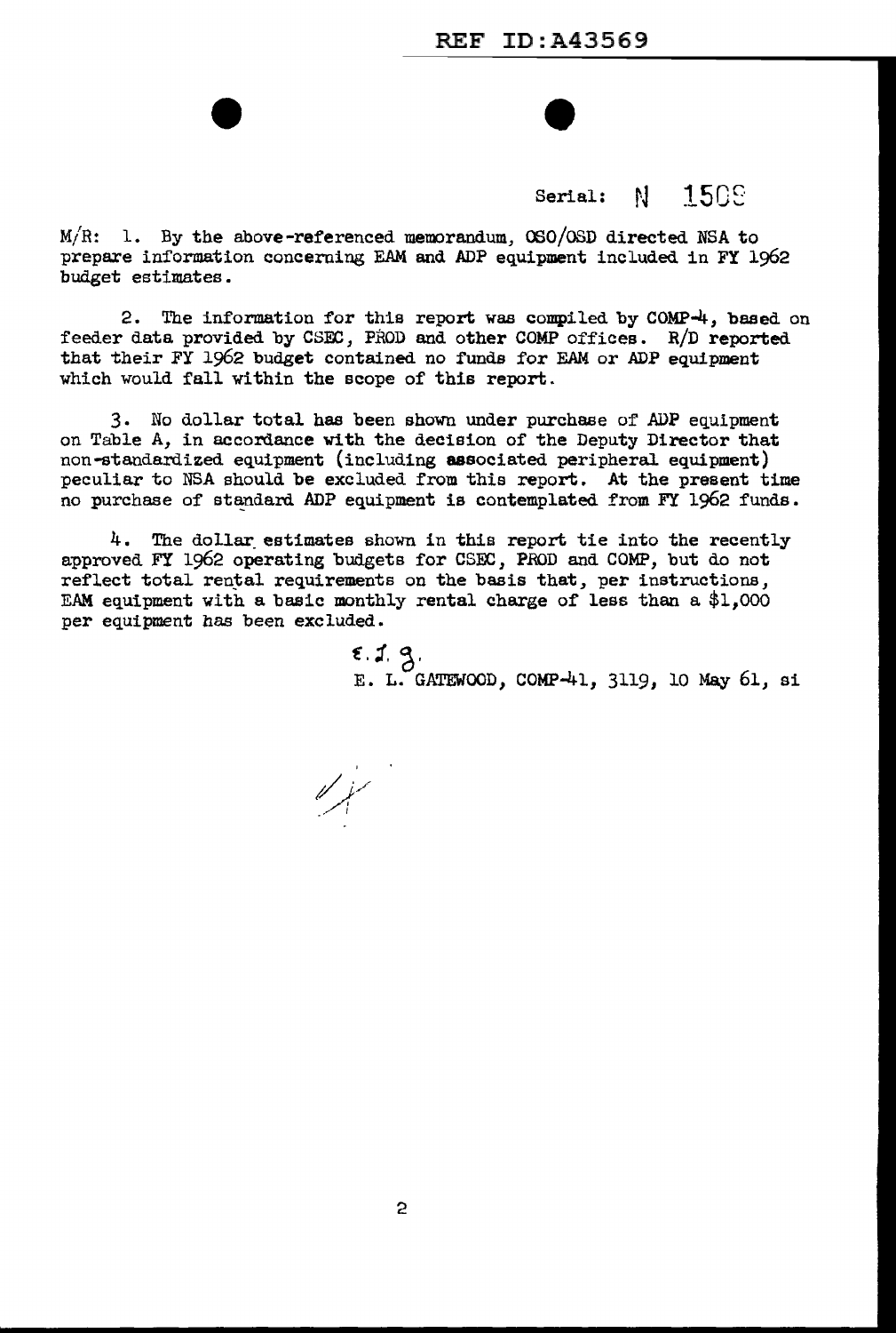Serial: N 1509

M/R: 1. By the above-referenced memorandum, OSO/OSD directed NSA to prepare information concerning EAM and ADP equipment included in FY 1962 budget estimates.

2. The information for this report was compiled by COMP-4, based on feeder data provided by CSEC, PROD and other COMP offices. R/D reported that their FY 1962 budget contained no funds for EAM or ADP equipment which would fall within the scope of this report.

3. No dollar total has been shown under purchase of ADP equipment on Table A, in accordance with the decision of the Deputy Director that non-standardized equipment (including associated peripheral equipment) peculiar to NSA should be excluded from this report. At the present time no purchase of standard ADP equipment is contemplated from FY 1962 funds.

4. The dollar estimates shown in this report tie into the recently approved FY 1962 operating budgets for CSEC, PROD and COMP, but do not reflect total rental requirements on the basis that, per instructions, EAM equipment with a basic monthly rental charge of less than a $1,000 per equipment has been excluded.

E. L. G.
E. L. GATEWOOD, COMP-41, 3119, 10 May 61, si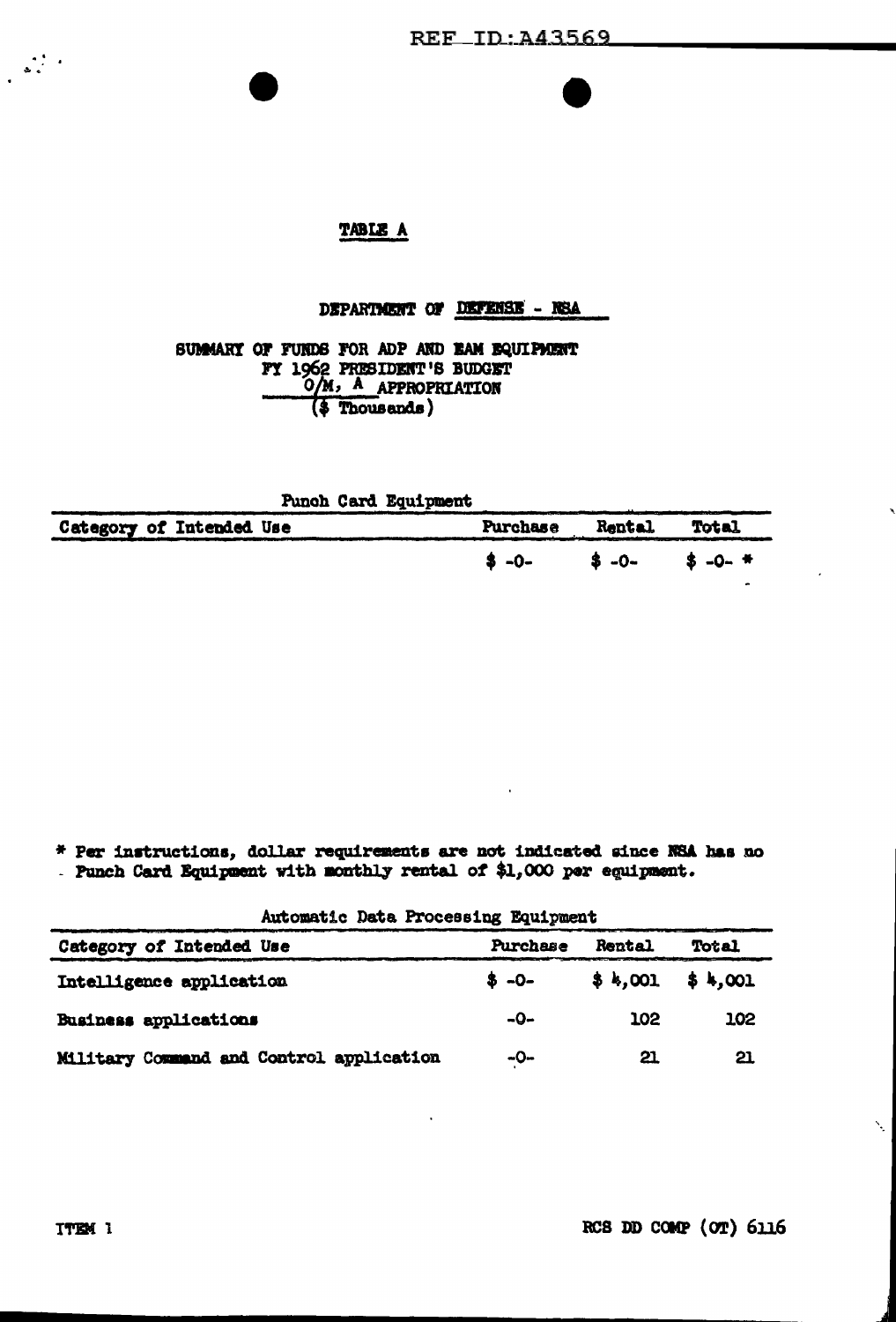## TABLE A

DEPARTMENT OF DEFENSE - NSA

SUMMARY OF FUNDS FOR ADP AND EAM EQUIPMENT
FY 1962 PRESIDENT'S BUDGET
O/M, A APPROPRIATION
($ Thousands)

Punch Card Equipment

| Category of Intended Use | Purchase | Rental | Total |
|---|---|---|---|
| | $ -0- | $ -0- | $ -0- * |

* Per instructions, dollar requirements are not indicated since NSA has no Punch Card Equipment with monthly rental of $1,000 per equipment.

Automatic Data Processing Equipment

| Category of Intended Use | Purchase | Rental | Total |
|---|---|---|---|
| Intelligence application | $ -0- | $ 4,001 | $ 4,001 |
| Business applications | -0- | 102 | 102 |
| Military Command and Control application | -0- | 21 | 21 |

ITEM 1

RCS DD COMP (OT) 6116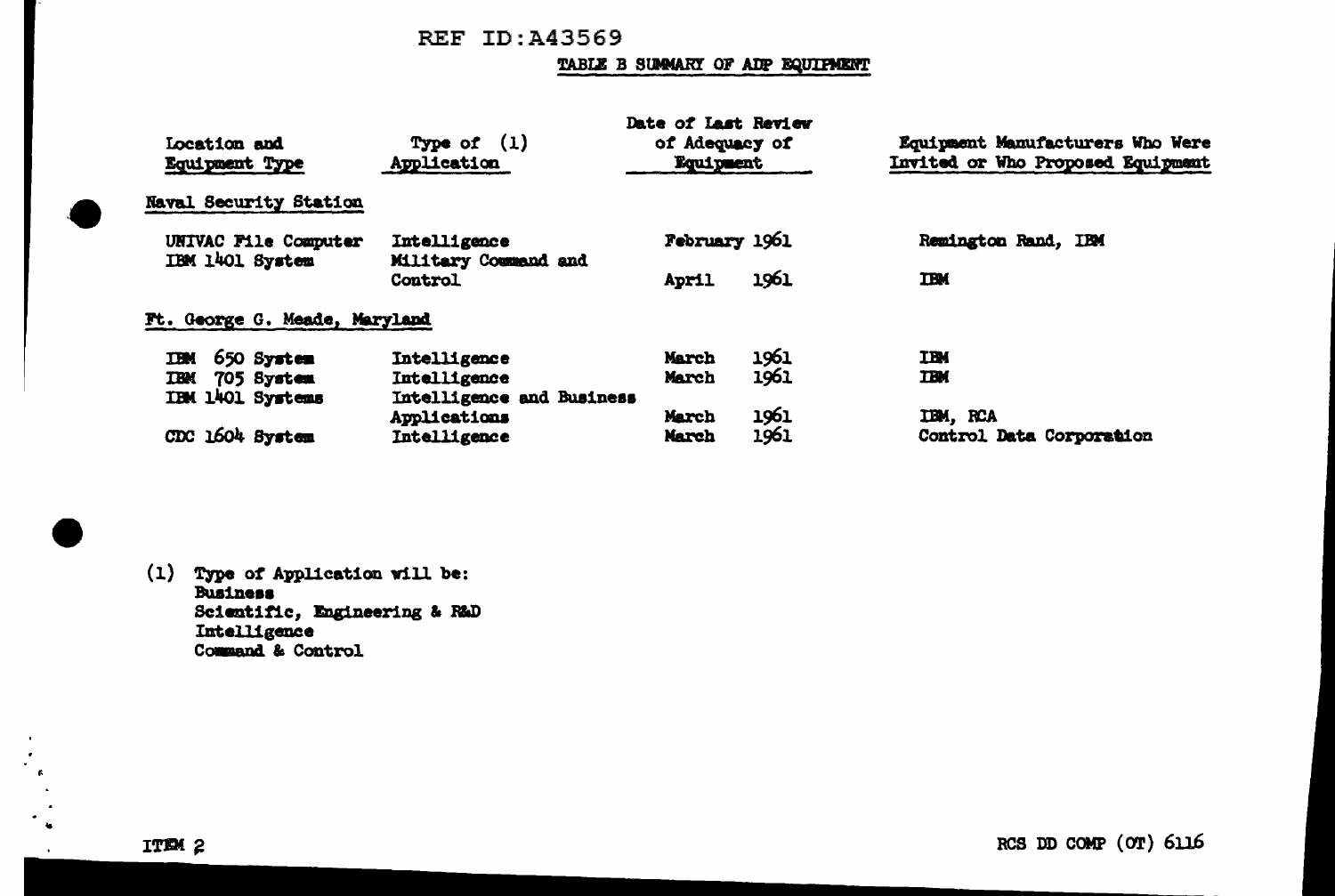REF ID:A43569

TABLE B SUMMARY OF ADP EQUIPMENT

| Location and Equipment Type | Type of (1) Application | Date of Last Review of Adequacy of Equipment | Equipment Manufacturers Who Were Invited or Who Proposed Equipment |
|---|---|---|---|
| **Naval Security Station** | | | |
| UNIVAC File Computer | Intelligence | February 1961 | Remington Rand, IBM |
| IBM 1401 System | Military Command and Control | April 1961 | IBM |
| **Ft. George G. Meade, Maryland** | | | |
| IBM 650 System | Intelligence | March 1961 | IBM |
| IBM 705 System | Intelligence | March 1961 | IBM |
| IBM 1401 Systems | Intelligence and Business Applications | March 1961 | IBM, RCA |
| CDC 1604 System | Intelligence | March 1961 | Control Data Corporation |

(1) Type of Application will be:
- Business
- Scientific, Engineering & R&D
- Intelligence
- Command & Control

ITEM 2

RCS DD COMP (OT) 6116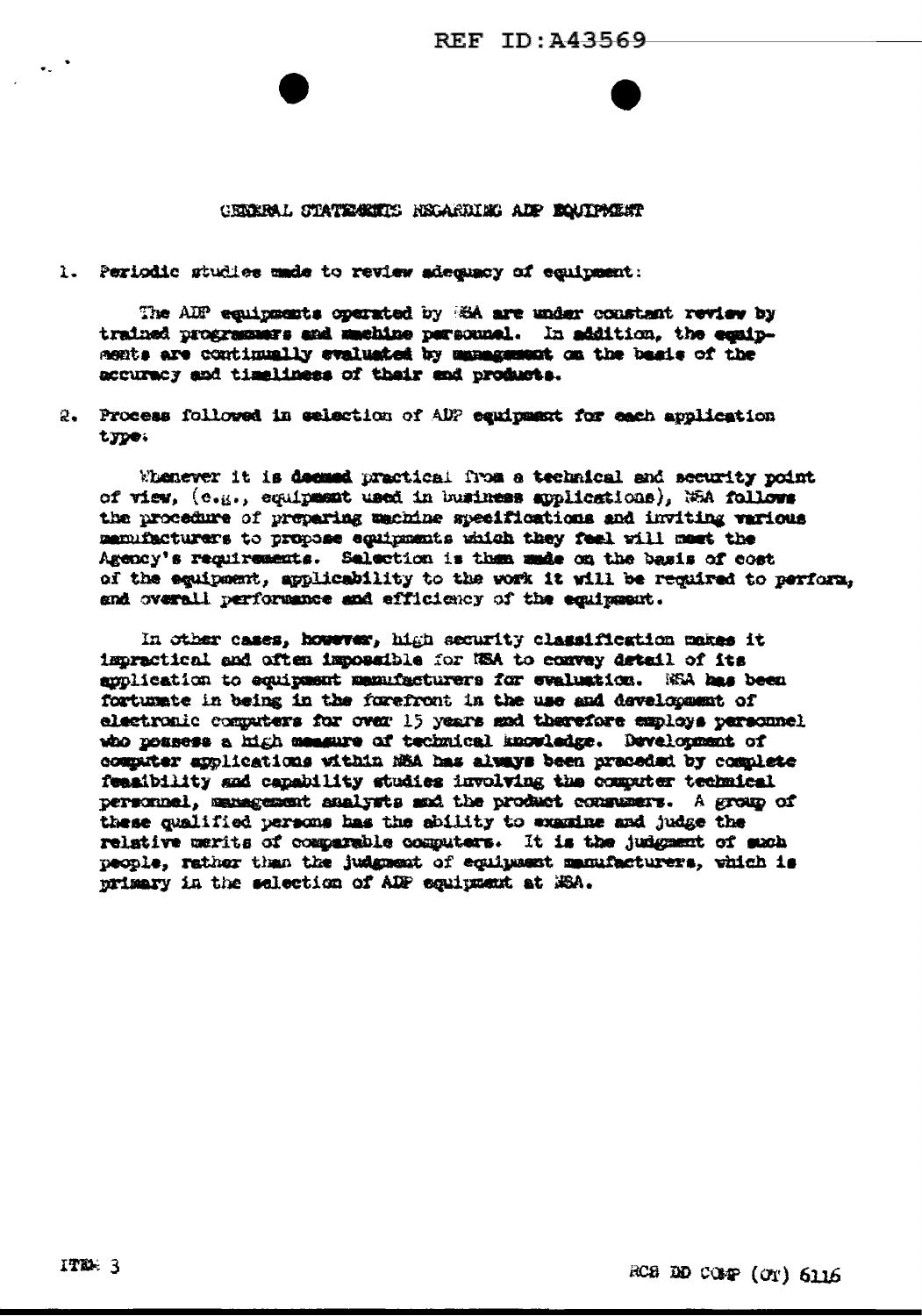# GENERAL STATEMENTS REGARDING ADP EQUIPMENT

1. Periodic studies made to review adequacy of equipment:

   The ADP equipments operated by NSA are under constant review by trained programmers and machine personnel. In addition, the equipments are continually evaluated by management on the basis of the accuracy and timeliness of their end products.

2. Process followed in selection of ADP equipment for each application type:

   Whenever it is deemed practical from a technical and security point of view, (e.g., equipment used in business applications), NSA follows the procedure of preparing machine specifications and inviting various manufacturers to propose equipments which they feel will meet the Agency's requirements. Selection is then made on the basis of cost of the equipment, applicability to the work it will be required to perform, and overall performance and efficiency of the equipment.

   In other cases, however, high security classification makes it impractical and often impossible for NSA to convey detail of its application to equipment manufacturers for evaluation. NSA has been fortunate in being in the forefront in the use and development of electronic computers for over 15 years and therefore employs personnel who possess a high measure of technical knowledge. Development of computer applications within NSA has always been preceded by complete feasibility and capability studies involving the computer technical personnel, management analysts and the product consumers. A group of these qualified persons has the ability to examine and judge the relative merits of comparable computers. It is the judgment of such people, rather than the judgment of equipment manufacturers, which is primary in the selection of ADP equipment at NSA.

ITEM 3

RCS DD COMP (OT) 6116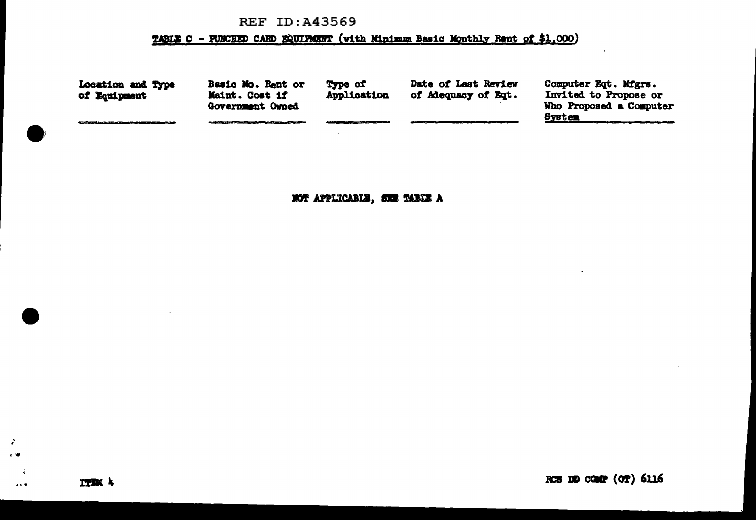REF ID:A43569

TABLE C - PUNCHED CARD EQUIPMENT (with Minimum Basic Monthly Rent of $1,000)

| Location and Type of Equipment | Basic Mo. Rent or Maint. Cost if Government Owned | Type of Application | Date of Last Review of Adequacy of Eqt. | Computer Eqt. Mfgrs. Invited to Propose or Who Proposed a Computer System |
|---|---|---|---|---|

NOT APPLICABLE, SEE TABLE A

ITEM 4

RCS DD COMP (OT) 6116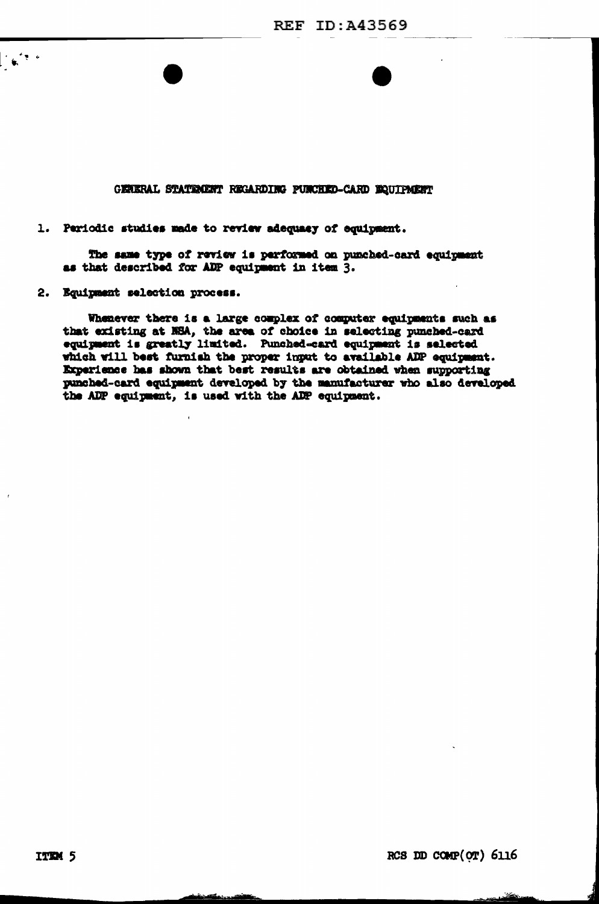## GENERAL STATEMENT REGARDING PUNCHED-CARD EQUIPMENT

1. Periodic studies made to review adequacy of equipment.

   The same type of review is performed on punched-card equipment as that described for ADP equipment in item 3.

2. Equipment selection process.

   Whenever there is a large complex of computer equipments such as that existing at NSA, the area of choice in selecting punched-card equipment is greatly limited. Punched-card equipment is selected which will best furnish the proper input to available ADP equipment. Experience has shown that best results are obtained when supporting punched-card equipment developed by the manufacturer who also developed the ADP equipment, is used with the ADP equipment.

ITEM 5

RCS DD COMP(OT) 6116